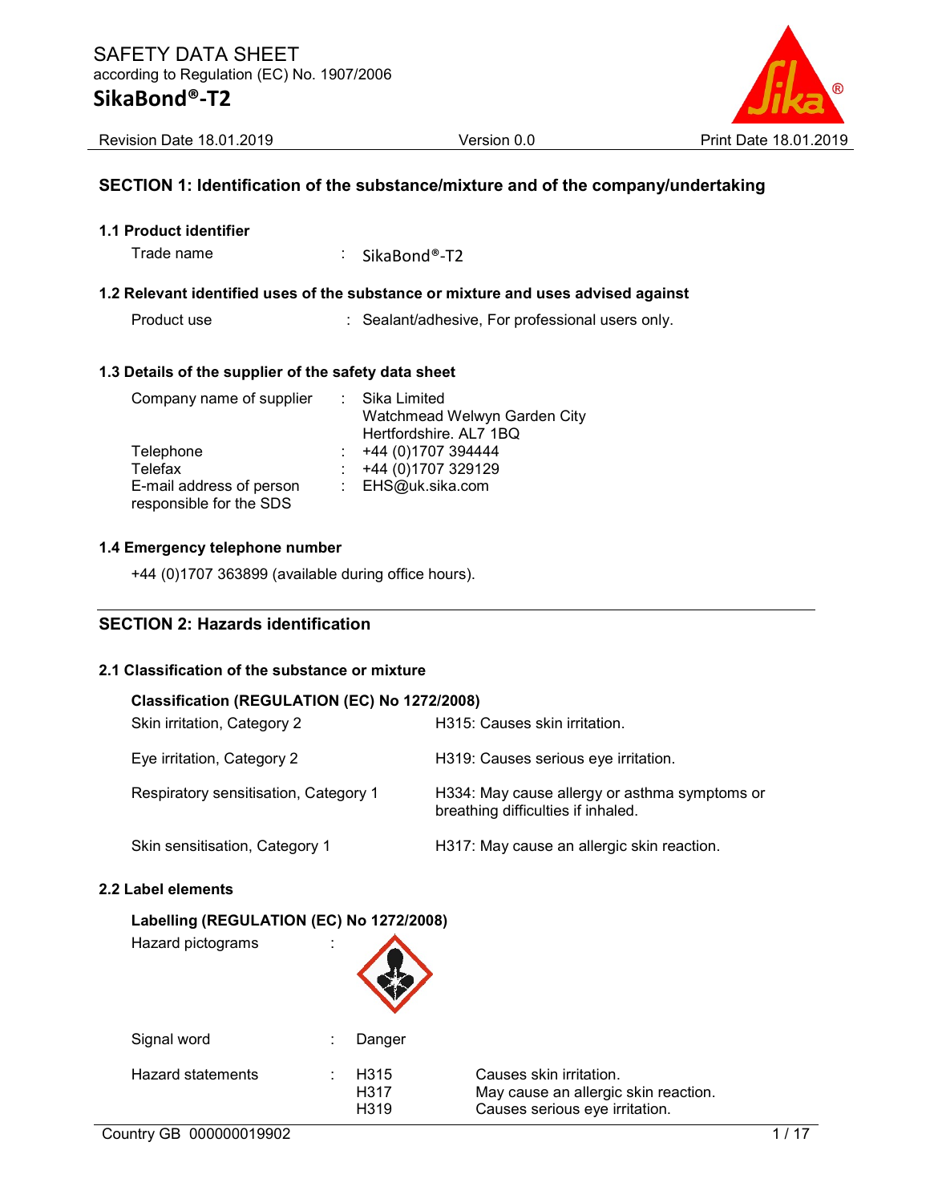# SAFETY DATA SHEET

according to Regulation (EC) No. 1907/2006

# SikaBond®-T2

Revision Date 18.01.2019 | Version 0.0 | Print Date 18.01.2019

## SECTION 1: Identification of the substance/mixture and of the company/undertaking

### 1.1 Product identifier

Trade name : SikaBond®-T2

### 1.2 Relevant identified uses of the substance or mixture and uses advised against

Product use : Sealant/adhesive, For professional users only.

### 1.3 Details of the supplier of the safety data sheet

Company name of supplier : Sika Limited
Watchmead Welwyn Garden City
Hertfordshire. AL7 1BQ

Telephone : +44 (0)1707 394444

Telefax : +44 (0)1707 329129

E-mail address of person responsible for the SDS : EHS@uk.sika.com

### 1.4 Emergency telephone number

+44 (0)1707 363899 (available during office hours).

## SECTION 2: Hazards identification

### 2.1 Classification of the substance or mixture

**Classification (REGULATION (EC) No 1272/2008)**

| | |
|---|---|
| Skin irritation, Category 2 | H315: Causes skin irritation. |
| Eye irritation, Category 2 | H319: Causes serious eye irritation. |
| Respiratory sensitisation, Category 1 | H334: May cause allergy or asthma symptoms or breathing difficulties if inhaled. |
| Skin sensitisation, Category 1 | H317: May cause an allergic skin reaction. |

### 2.2 Label elements

**Labelling (REGULATION (EC) No 1272/2008)**

Hazard pictograms :

Signal word : Danger

Hazard statements :

| | |
|---|---|
| H315 | Causes skin irritation. |
| H317 | May cause an allergic skin reaction. |
| H319 | Causes serious eye irritation. |

Country GB 000000019902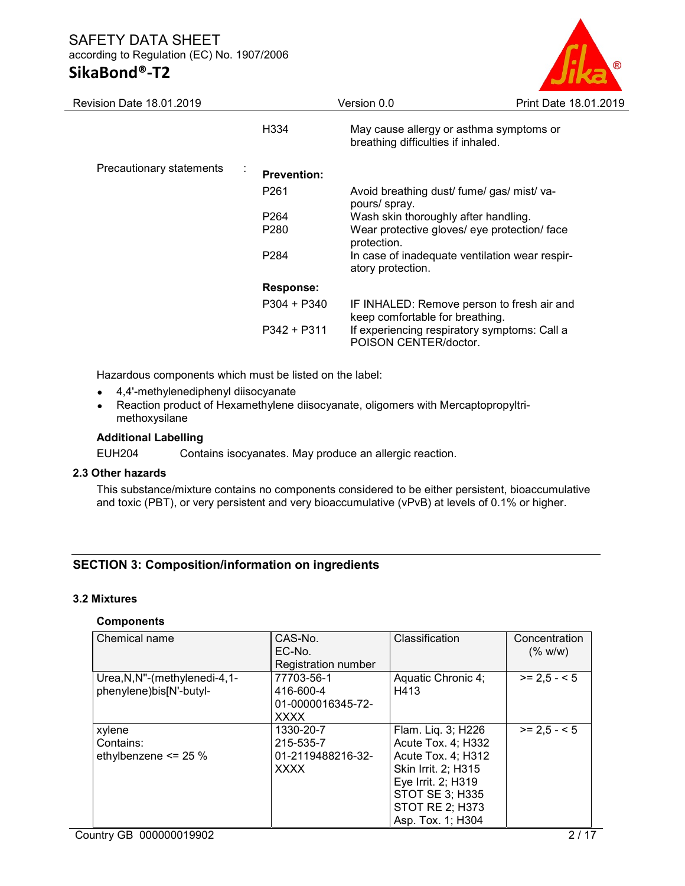| | | |
|---|---|---|
| | H334 | May cause allergy or asthma symptoms or breathing difficulties if inhaled. |
| Precautionary statements : | **Prevention:** | |
| | P261 | Avoid breathing dust/ fume/ gas/ mist/ vapours/ spray. |
| | P264 | Wash skin thoroughly after handling. |
| | P280 | Wear protective gloves/ eye protection/ face protection. |
| | P284 | In case of inadequate ventilation wear respiratory protection. |
| | **Response:** | |
| | P304 + P340 | IF INHALED: Remove person to fresh air and keep comfortable for breathing. |
| | P342 + P311 | If experiencing respiratory symptoms: Call a POISON CENTER/doctor. |

Hazardous components which must be listed on the label:

- 4,4'-methylenediphenyl diisocyanate
- Reaction product of Hexamethylene diisocyanate, oligomers with Mercaptopropyltrimethoxysilane

**Additional Labelling**

EUH204 Contains isocyanates. May produce an allergic reaction.

### 2.3 Other hazards

This substance/mixture contains no components considered to be either persistent, bioaccumulative and toxic (PBT), or very persistent and very bioaccumulative (vPvB) at levels of 0.1% or higher.

## SECTION 3: Composition/information on ingredients

### 3.2 Mixtures

**Components**

| Chemical name | CAS-No.<br>EC-No.<br>Registration number | Classification | Concentration (% w/w) |
|---|---|---|---|
| Urea,N,N''-(methylenedi-4,1-phenylene)bis[N'-butyl- | 77703-56-1<br>416-600-4<br>01-0000016345-72-XXXX | Aquatic Chronic 4; H413 | >= 2,5 - < 5 |
| xylene<br>Contains:<br>ethylbenzene <= 25 % | 1330-20-7<br>215-535-7<br>01-2119488216-32-XXXX | Flam. Liq. 3; H226<br>Acute Tox. 4; H332<br>Acute Tox. 4; H312<br>Skin Irrit. 2; H315<br>Eye Irrit. 2; H319<br>STOT SE 3; H335<br>STOT RE 2; H373<br>Asp. Tox. 1; H304 | >= 2,5 - < 5 |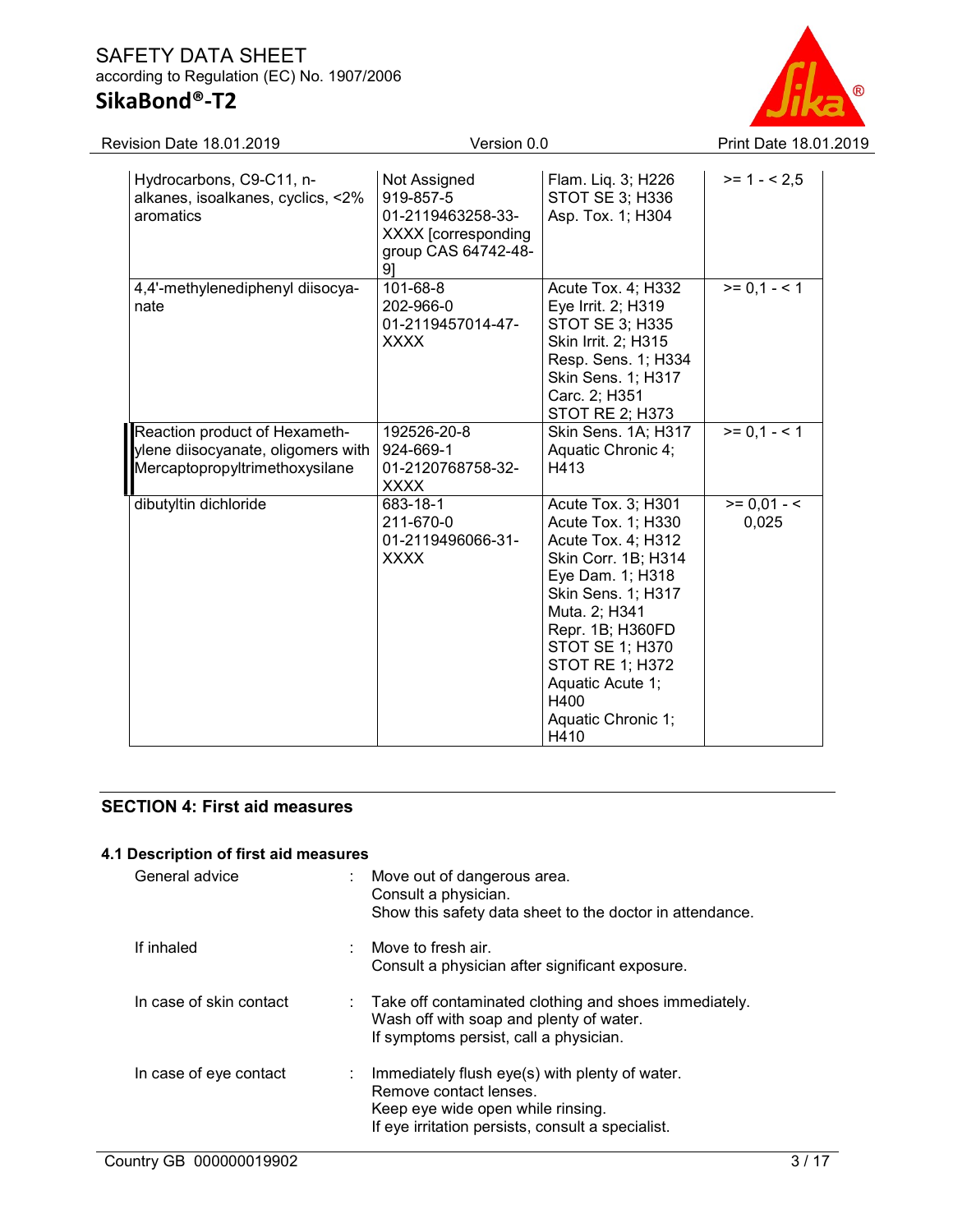| | | | |
|---|---|---|---|
| Hydrocarbons, C9-C11, n-alkanes, isoalkanes, cyclics, <2% aromatics | Not Assigned<br>919-857-5<br>01-2119463258-33-XXXX [corresponding group CAS 64742-48-9] | Flam. Liq. 3; H226<br>STOT SE 3; H336<br>Asp. Tox. 1; H304 | >= 1 - < 2,5 |
| 4,4'-methylenediphenyl diisocyanate | 101-68-8<br>202-966-0<br>01-2119457014-47-XXXX | Acute Tox. 4; H332<br>Eye Irrit. 2; H319<br>STOT SE 3; H335<br>Skin Irrit. 2; H315<br>Resp. Sens. 1; H334<br>Skin Sens. 1; H317<br>Carc. 2; H351<br>STOT RE 2; H373 | >= 0,1 - < 1 |
| Reaction product of Hexamethylene diisocyanate, oligomers with Mercaptopropyltrimethoxysilane | 192526-20-8<br>924-669-1<br>01-2120768758-32-XXXX | Skin Sens. 1A; H317<br>Aquatic Chronic 4; H413 | >= 0,1 - < 1 |
| dibutyltin dichloride | 683-18-1<br>211-670-0<br>01-2119496066-31-XXXX | Acute Tox. 3; H301<br>Acute Tox. 1; H330<br>Acute Tox. 4; H312<br>Skin Corr. 1B; H314<br>Eye Dam. 1; H318<br>Skin Sens. 1; H317<br>Muta. 2; H341<br>Repr. 1B; H360FD<br>STOT SE 1; H370<br>STOT RE 1; H372<br>Aquatic Acute 1; H400<br>Aquatic Chronic 1; H410 | >= 0,01 - < 0,025 |

## SECTION 4: First aid measures

### 4.1 Description of first aid measures

General advice : Move out of dangerous area.
Consult a physician.
Show this safety data sheet to the doctor in attendance.

If inhaled : Move to fresh air.
Consult a physician after significant exposure.

In case of skin contact : Take off contaminated clothing and shoes immediately.
Wash off with soap and plenty of water.
If symptoms persist, call a physician.

In case of eye contact : Immediately flush eye(s) with plenty of water.
Remove contact lenses.
Keep eye wide open while rinsing.
If eye irritation persists, consult a specialist.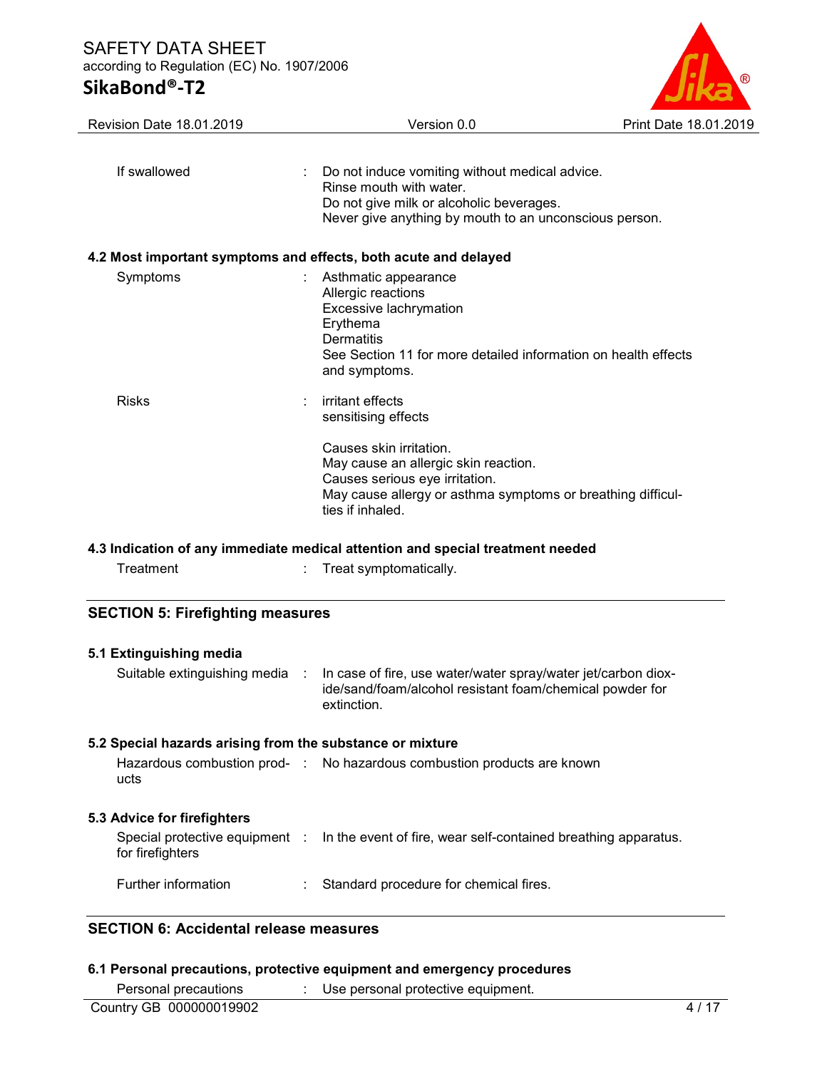| | | |
|---|---|---|
| If swallowed | : | Do not induce vomiting without medical advice.<br>Rinse mouth with water.<br>Do not give milk or alcoholic beverages.<br>Never give anything by mouth to an unconscious person. |

### 4.2 Most important symptoms and effects, both acute and delayed

| | | |
|---|---|---|
| Symptoms | : | Asthmatic appearance<br>Allergic reactions<br>Excessive lachrymation<br>Erythema<br>Dermatitis<br>See Section 11 for more detailed information on health effects and symptoms. |
| Risks | : | irritant effects<br>sensitising effects<br><br>Causes skin irritation.<br>May cause an allergic skin reaction.<br>Causes serious eye irritation.<br>May cause allergy or asthma symptoms or breathing difficulties if inhaled. |

### 4.3 Indication of any immediate medical attention and special treatment needed

| | | |
|---|---|---|
| Treatment | : | Treat symptomatically. |

## SECTION 5: Firefighting measures

### 5.1 Extinguishing media

| | | |
|---|---|---|
| Suitable extinguishing media | : | In case of fire, use water/water spray/water jet/carbon dioxide/sand/foam/alcohol resistant foam/chemical powder for extinction. |

### 5.2 Special hazards arising from the substance or mixture

| | | |
|---|---|---|
| Hazardous combustion products | : | No hazardous combustion products are known |

### 5.3 Advice for firefighters

| | | |
|---|---|---|
| Special protective equipment for firefighters | : | In the event of fire, wear self-contained breathing apparatus. |
| Further information | : | Standard procedure for chemical fires. |

## SECTION 6: Accidental release measures

### 6.1 Personal precautions, protective equipment and emergency procedures

| | | |
|---|---|---|
| Personal precautions | : | Use personal protective equipment. |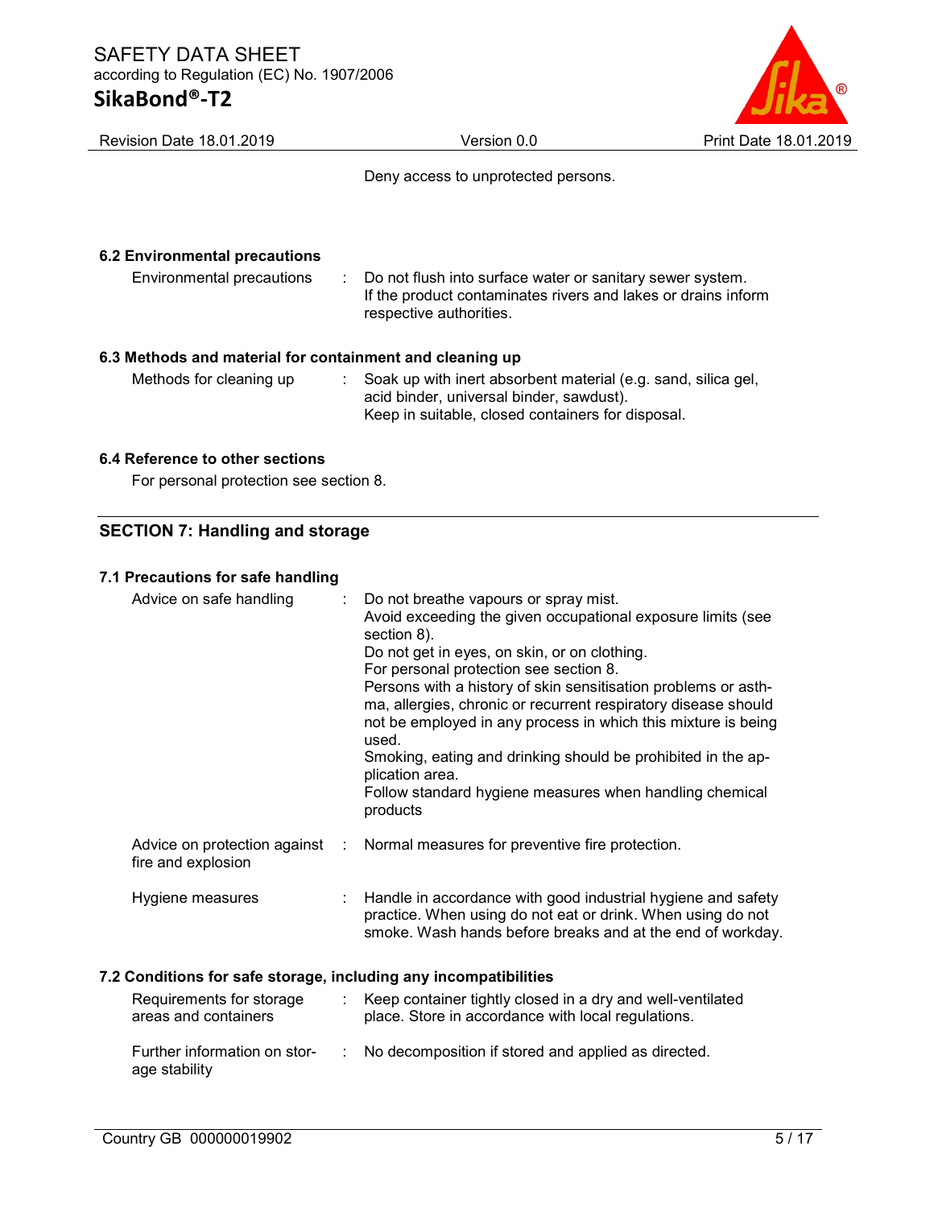Deny access to unprotected persons.

### 6.2 Environmental precautions

| | | |
|---|---|---|
| Environmental precautions | : | Do not flush into surface water or sanitary sewer system. If the product contaminates rivers and lakes or drains inform respective authorities. |

### 6.3 Methods and material for containment and cleaning up

| | | |
|---|---|---|
| Methods for cleaning up | : | Soak up with inert absorbent material (e.g. sand, silica gel, acid binder, universal binder, sawdust). Keep in suitable, closed containers for disposal. |

### 6.4 Reference to other sections

For personal protection see section 8.

## SECTION 7: Handling and storage

### 7.1 Precautions for safe handling

| | | |
|---|---|---|
| Advice on safe handling | : | Do not breathe vapours or spray mist. Avoid exceeding the given occupational exposure limits (see section 8). Do not get in eyes, on skin, or on clothing. For personal protection see section 8. Persons with a history of skin sensitisation problems or asthma, allergies, chronic or recurrent respiratory disease should not be employed in any process in which this mixture is being used. Smoking, eating and drinking should be prohibited in the application area. Follow standard hygiene measures when handling chemical products |
| Advice on protection against fire and explosion | : | Normal measures for preventive fire protection. |
| Hygiene measures | : | Handle in accordance with good industrial hygiene and safety practice. When using do not eat or drink. When using do not smoke. Wash hands before breaks and at the end of workday. |

### 7.2 Conditions for safe storage, including any incompatibilities

| | | |
|---|---|---|
| Requirements for storage areas and containers | : | Keep container tightly closed in a dry and well-ventilated place. Store in accordance with local regulations. |
| Further information on storage stability | : | No decomposition if stored and applied as directed. |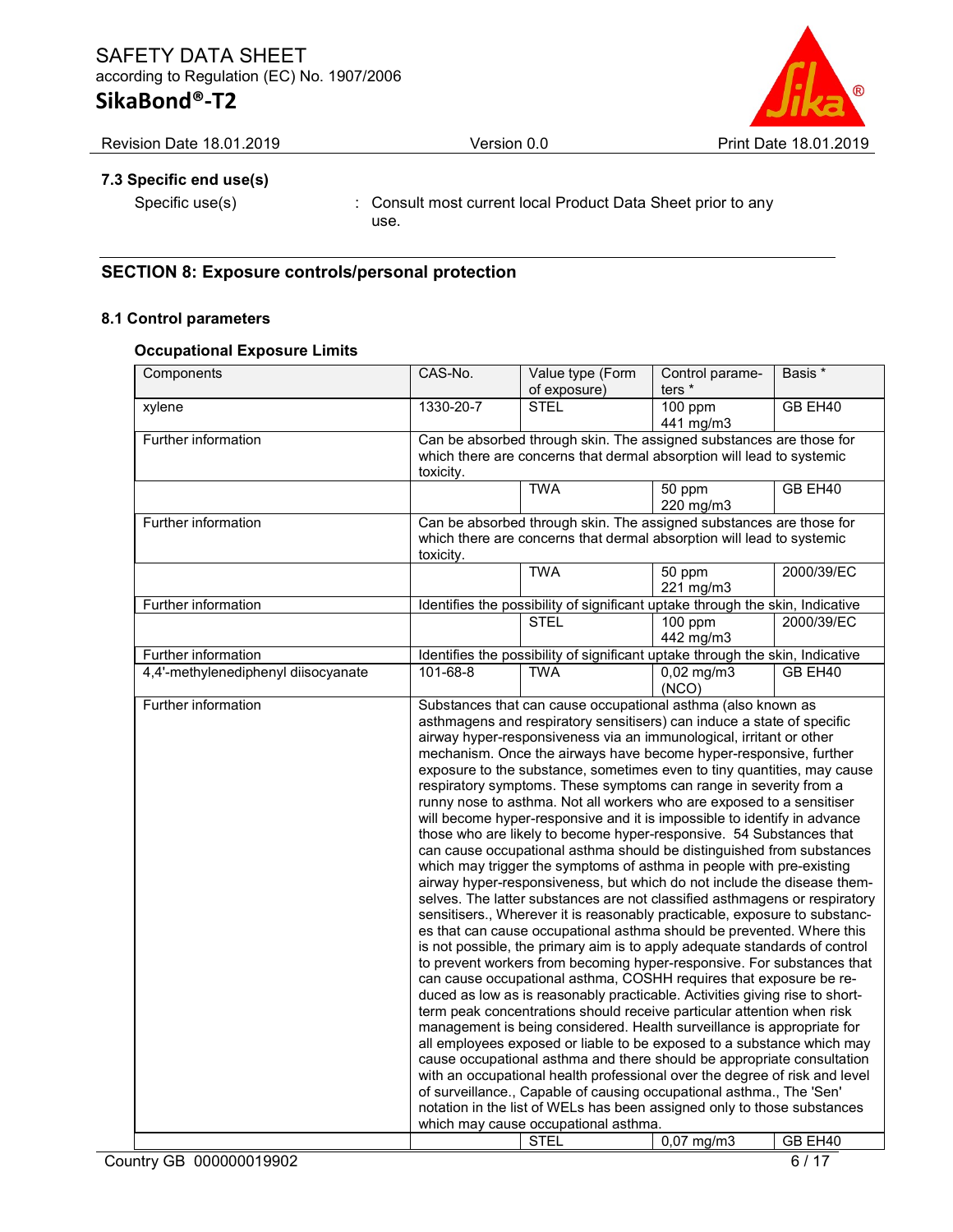### 7.3 Specific end use(s)

Specific use(s) : Consult most current local Product Data Sheet prior to any use.

## SECTION 8: Exposure controls/personal protection

### 8.1 Control parameters

**Occupational Exposure Limits**

| Components | CAS-No. | Value type (Form of exposure) | Control parameters * | Basis * |
|---|---|---|---|---|
| xylene | 1330-20-7 | STEL | 100 ppm 441 mg/m3 | GB EH40 |
| Further information | Can be absorbed through skin. The assigned substances are those for which there are concerns that dermal absorption will lead to systemic toxicity. | | | |
| | | TWA | 50 ppm 220 mg/m3 | GB EH40 |
| Further information | Can be absorbed through skin. The assigned substances are those for which there are concerns that dermal absorption will lead to systemic toxicity. | | | |
| | | TWA | 50 ppm 221 mg/m3 | 2000/39/EC |
| Further information | Identifies the possibility of significant uptake through the skin, Indicative | | | |
| | | STEL | 100 ppm 442 mg/m3 | 2000/39/EC |
| Further information | Identifies the possibility of significant uptake through the skin, Indicative | | | |
| 4,4'-methylenediphenyl diisocyanate | 101-68-8 | TWA | 0,02 mg/m3 (NCO) | GB EH40 |
| Further information | Substances that can cause occupational asthma (also known as asthmagens and respiratory sensitisers) can induce a state of specific airway hyper-responsiveness via an immunological, irritant or other mechanism. Once the airways have become hyper-responsive, further exposure to the substance, sometimes even to tiny quantities, may cause respiratory symptoms. These symptoms can range in severity from a runny nose to asthma. Not all workers who are exposed to a sensitiser will become hyper-responsive and it is impossible to identify in advance those who are likely to become hyper-responsive. 54 Substances that can cause occupational asthma should be distinguished from substances which may trigger the symptoms of asthma in people with pre-existing airway hyper-responsiveness, but which do not include the disease themselves. The latter substances are not classified asthmagens or respiratory sensitisers., Wherever it is reasonably practicable, exposure to substances that can cause occupational asthma should be prevented. Where this is not possible, the primary aim is to apply adequate standards of control to prevent workers from becoming hyper-responsive. For substances that can cause occupational asthma, COSHH requires that exposure be reduced as low as is reasonably practicable. Activities giving rise to short-term peak concentrations should receive particular attention when risk management is being considered. Health surveillance is appropriate for all employees exposed or liable to be exposed to a substance which may cause occupational asthma and there should be appropriate consultation with an occupational health professional over the degree of risk and level of surveillance., Capable of causing occupational asthma., The 'Sen' notation in the list of WELs has been assigned only to those substances which may cause occupational asthma. | | | |
| | | STEL | 0,07 mg/m3 | GB EH40 |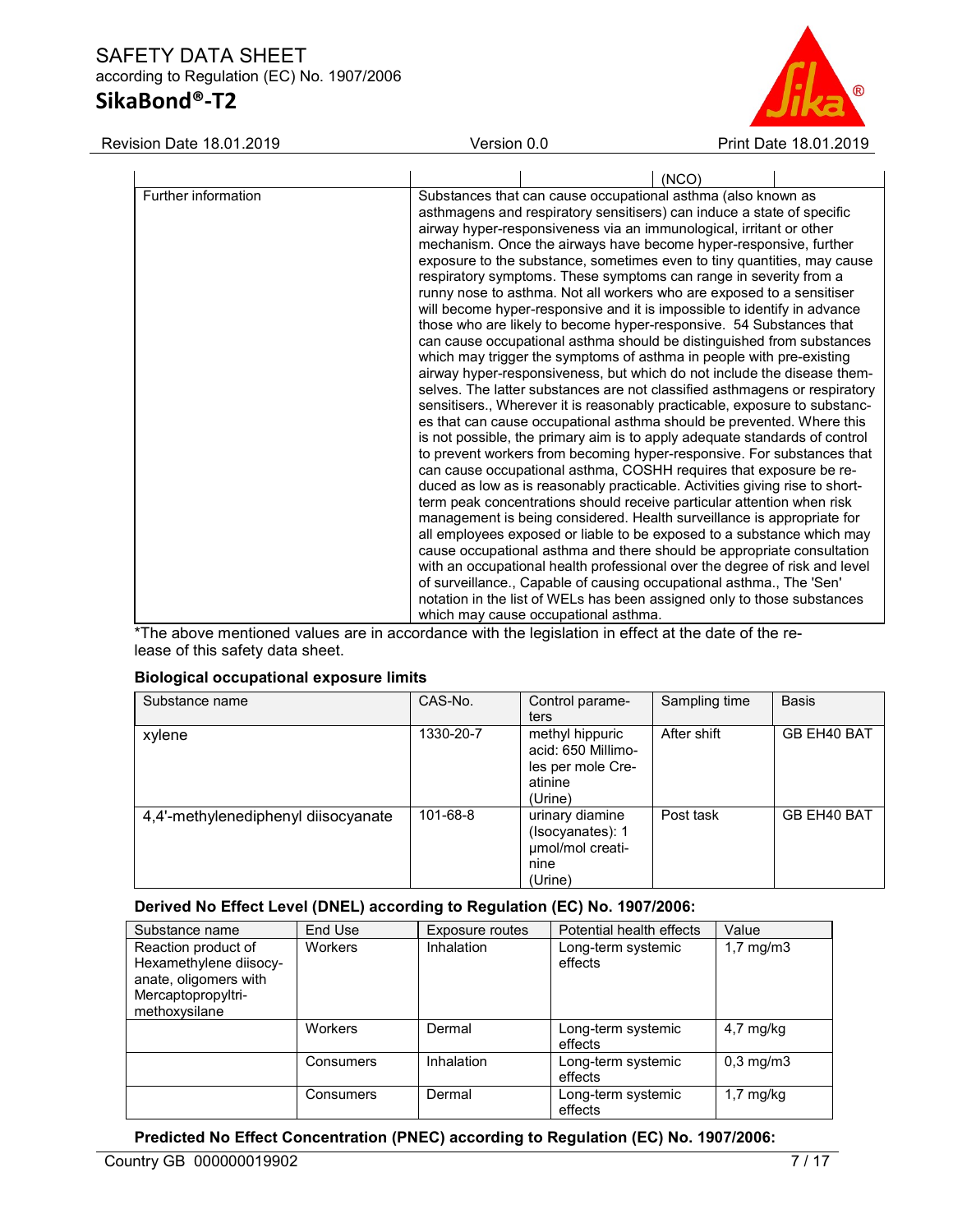| | | | (NCO) | |
|---|---|---|---|---|
| Further information | Substances that can cause occupational asthma (also known as asthmagens and respiratory sensitisers) can induce a state of specific airway hyper-responsiveness via an immunological, irritant or other mechanism. Once the airways have become hyper-responsive, further exposure to the substance, sometimes even to tiny quantities, may cause respiratory symptoms. These symptoms can range in severity from a runny nose to asthma. Not all workers who are exposed to a sensitiser will become hyper-responsive and it is impossible to identify in advance those who are likely to become hyper-responsive. 54 Substances that can cause occupational asthma should be distinguished from substances which may trigger the symptoms of asthma in people with pre-existing airway hyper-responsiveness, but which do not include the disease themselves. The latter substances are not classified asthmagens or respiratory sensitisers., Wherever it is reasonably practicable, exposure to substances that can cause occupational asthma should be prevented. Where this is not possible, the primary aim is to apply adequate standards of control to prevent workers from becoming hyper-responsive. For substances that can cause occupational asthma, COSHH requires that exposure be reduced as low as is reasonably practicable. Activities giving rise to short-term peak concentrations should receive particular attention when risk management is being considered. Health surveillance is appropriate for all employees exposed or liable to be exposed to a substance which may cause occupational asthma and there should be appropriate consultation with an occupational health professional over the degree of risk and level of surveillance., Capable of causing occupational asthma., The 'Sen' notation in the list of WELs has been assigned only to those substances which may cause occupational asthma. | | | |

*The above mentioned values are in accordance with the legislation in effect at the date of the release of this safety data sheet.

**Biological occupational exposure limits**

| Substance name | CAS-No. | Control parameters | Sampling time | Basis |
|---|---|---|---|---|
| xylene | 1330-20-7 | methyl hippuric acid: 650 Millimoles per mole Creatinine (Urine) | After shift | GB EH40 BAT |
| 4,4'-methylenediphenyl diisocyanate | 101-68-8 | urinary diamine (Isocyanates): 1 µmol/mol creatinine (Urine) | Post task | GB EH40 BAT |

**Derived No Effect Level (DNEL) according to Regulation (EC) No. 1907/2006:**

| Substance name | End Use | Exposure routes | Potential health effects | Value |
|---|---|---|---|---|
| Reaction product of Hexamethylene diisocyanate, oligomers with Mercaptopropyltrimethoxysilane | Workers | Inhalation | Long-term systemic effects | 1,7 mg/m3 |
| | Workers | Dermal | Long-term systemic effects | 4,7 mg/kg |
| | Consumers | Inhalation | Long-term systemic effects | 0,3 mg/m3 |
| | Consumers | Dermal | Long-term systemic effects | 1,7 mg/kg |

**Predicted No Effect Concentration (PNEC) according to Regulation (EC) No. 1907/2006:**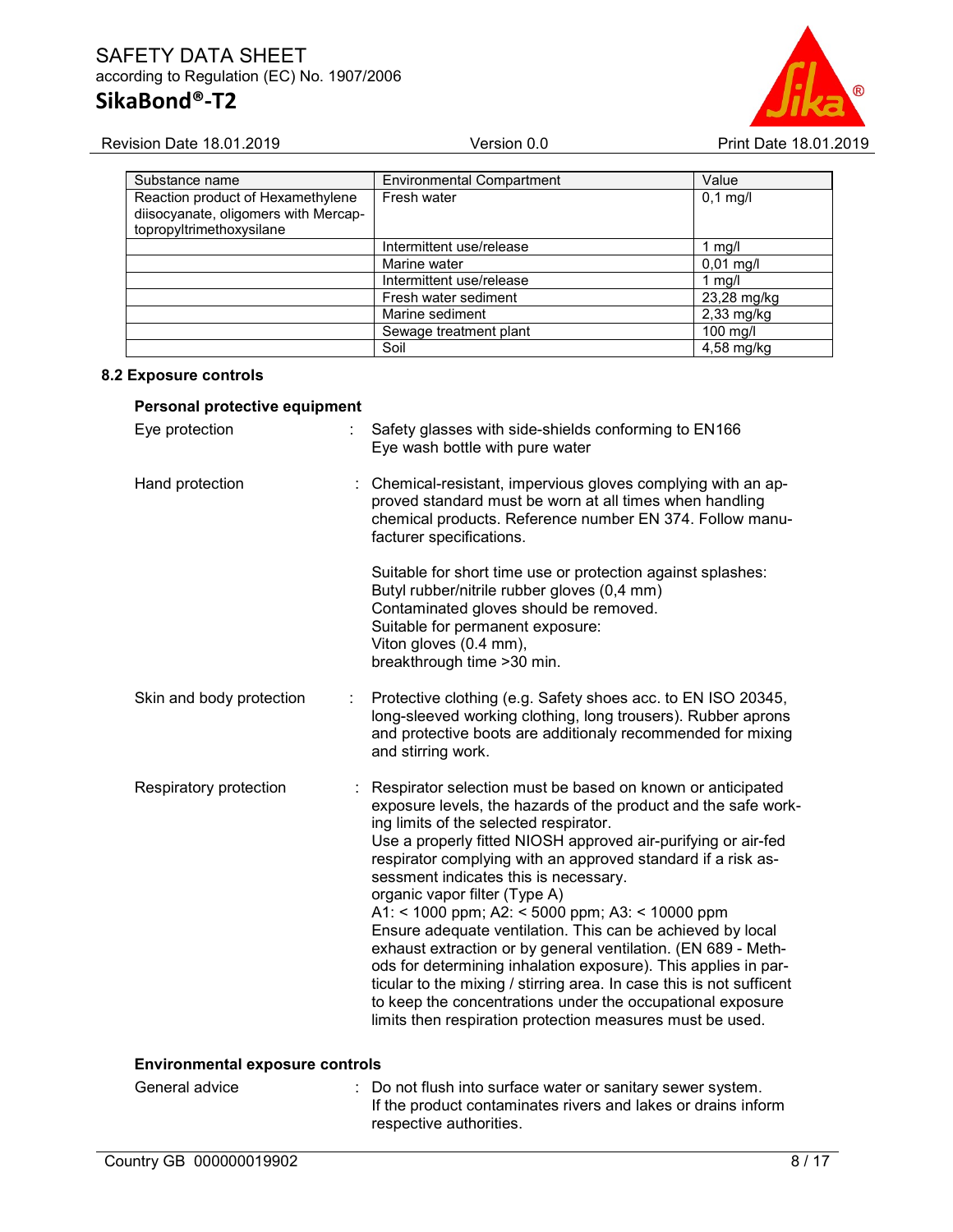| Substance name | Environmental Compartment | Value |
|---|---|---|
| Reaction product of Hexamethylene diisocyanate, oligomers with Mercaptopropyltrimethoxysilane | Fresh water | 0,1 mg/l |
| | Intermittent use/release | 1 mg/l |
| | Marine water | 0,01 mg/l |
| | Intermittent use/release | 1 mg/l |
| | Fresh water sediment | 23,28 mg/kg |
| | Marine sediment | 2,33 mg/kg |
| | Sewage treatment plant | 100 mg/l |
| | Soil | 4,58 mg/kg |

### 8.2 Exposure controls

**Personal protective equipment**

Eye protection : Safety glasses with side-shields conforming to EN166
Eye wash bottle with pure water

Hand protection : Chemical-resistant, impervious gloves complying with an approved standard must be worn at all times when handling chemical products. Reference number EN 374. Follow manufacturer specifications.

Suitable for short time use or protection against splashes:
Butyl rubber/nitrile rubber gloves (0,4 mm)
Contaminated gloves should be removed.
Suitable for permanent exposure:
Viton gloves (0.4 mm),
breakthrough time >30 min.

Skin and body protection : Protective clothing (e.g. Safety shoes acc. to EN ISO 20345, long-sleeved working clothing, long trousers). Rubber aprons and protective boots are additionaly recommended for mixing and stirring work.

Respiratory protection : Respirator selection must be based on known or anticipated exposure levels, the hazards of the product and the safe working limits of the selected respirator.
Use a properly fitted NIOSH approved air-purifying or air-fed respirator complying with an approved standard if a risk assessment indicates this is necessary.
organic vapor filter (Type A)
A1: < 1000 ppm; A2: < 5000 ppm; A3: < 10000 ppm
Ensure adequate ventilation. This can be achieved by local exhaust extraction or by general ventilation. (EN 689 - Methods for determining inhalation exposure). This applies in particular to the mixing / stirring area. In case this is not sufficent to keep the concentrations under the occupational exposure limits then respiration protection measures must be used.

**Environmental exposure controls**

General advice : Do not flush into surface water or sanitary sewer system.
If the product contaminates rivers and lakes or drains inform respective authorities.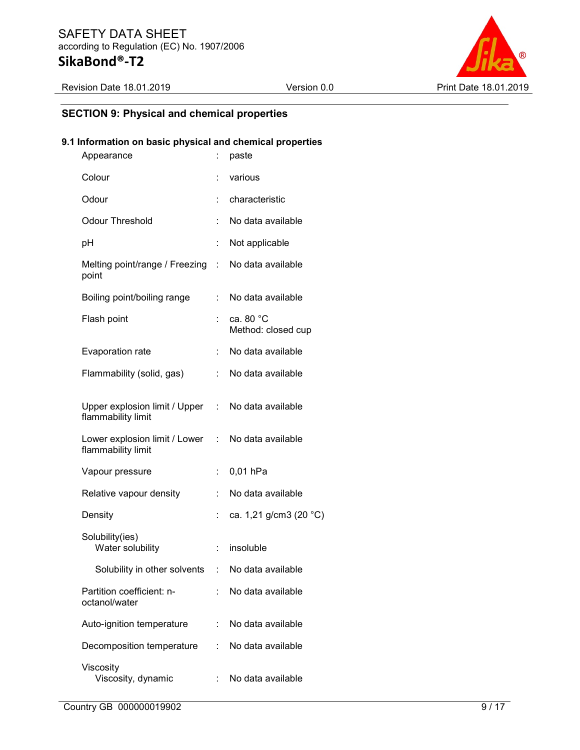## SECTION 9: Physical and chemical properties

### 9.1 Information on basic physical and chemical properties

| Property | | Value |
|---|---|---|
| Appearance | : | paste |
| Colour | : | various |
| Odour | : | characteristic |
| Odour Threshold | : | No data available |
| pH | : | Not applicable |
| Melting point/range / Freezing point | : | No data available |
| Boiling point/boiling range | : | No data available |
| Flash point | : | ca. 80 °C<br>Method: closed cup |
| Evaporation rate | : | No data available |
| Flammability (solid, gas) | : | No data available |
| Upper explosion limit / Upper flammability limit | : | No data available |
| Lower explosion limit / Lower flammability limit | : | No data available |
| Vapour pressure | : | 0,01 hPa |
| Relative vapour density | : | No data available |
| Density | : | ca. 1,21 g/cm3 (20 °C) |
| Solubility(ies)<br>Water solubility | : | insoluble |
| Solubility in other solvents | : | No data available |
| Partition coefficient: n-octanol/water | : | No data available |
| Auto-ignition temperature | : | No data available |
| Decomposition temperature | : | No data available |
| Viscosity<br>Viscosity, dynamic | : | No data available |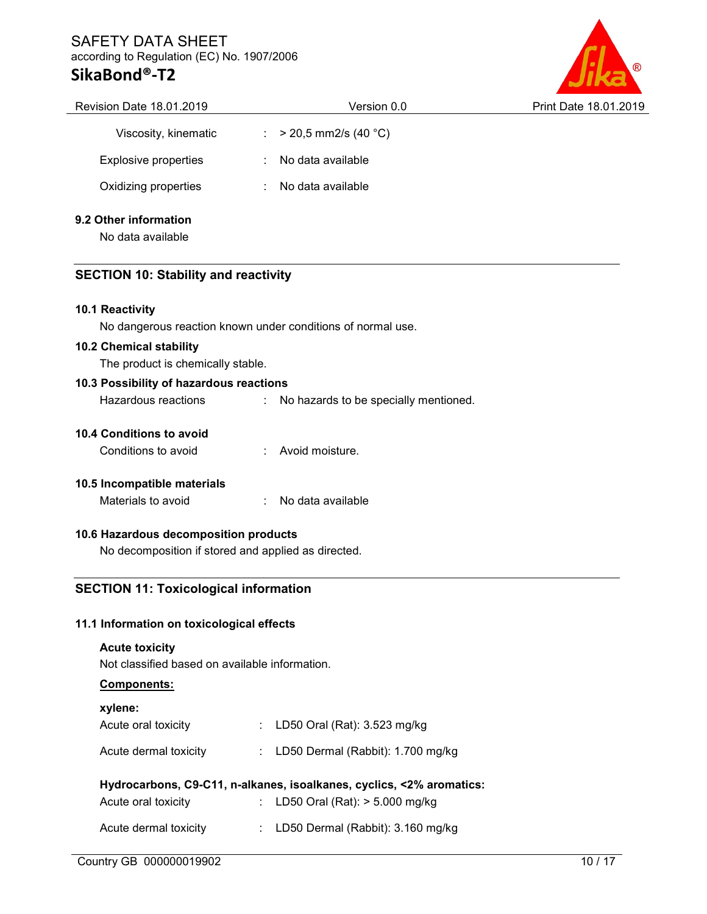| | | |
|---|---|---|
| Viscosity, kinematic | : | > 20,5 mm2/s (40 °C) |
| Explosive properties | : | No data available |
| Oxidizing properties | : | No data available |

### 9.2 Other information

No data available

## SECTION 10: Stability and reactivity

### 10.1 Reactivity

No dangerous reaction known under conditions of normal use.

### 10.2 Chemical stability

The product is chemically stable.

### 10.3 Possibility of hazardous reactions

Hazardous reactions : No hazards to be specially mentioned.

### 10.4 Conditions to avoid

Conditions to avoid : Avoid moisture.

### 10.5 Incompatible materials

Materials to avoid : No data available

### 10.6 Hazardous decomposition products

No decomposition if stored and applied as directed.

## SECTION 11: Toxicological information

### 11.1 Information on toxicological effects

**Acute toxicity**

Not classified based on available information.

**Components:**

**xylene:**

| | | |
|---|---|---|
| Acute oral toxicity | : | LD50 Oral (Rat): 3.523 mg/kg |
| Acute dermal toxicity | : | LD50 Dermal (Rabbit): 1.700 mg/kg |

**Hydrocarbons, C9-C11, n-alkanes, isoalkanes, cyclics, <2% aromatics:**

| | | |
|---|---|---|
| Acute oral toxicity | : | LD50 Oral (Rat): > 5.000 mg/kg |
| Acute dermal toxicity | : | LD50 Dermal (Rabbit): 3.160 mg/kg |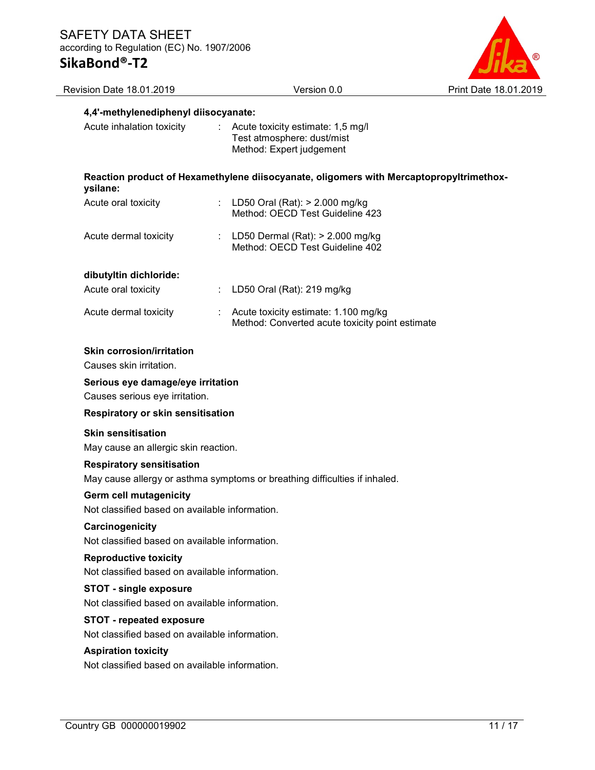**4,4'-methylenediphenyl diisocyanate:**

Acute inhalation toxicity : Acute toxicity estimate: 1,5 mg/l
Test atmosphere: dust/mist
Method: Expert judgement

**Reaction product of Hexamethylene diisocyanate, oligomers with Mercaptopropyltrimethoxysilane:**

Acute oral toxicity : LD50 Oral (Rat): > 2.000 mg/kg
Method: OECD Test Guideline 423

Acute dermal toxicity : LD50 Dermal (Rat): > 2.000 mg/kg
Method: OECD Test Guideline 402

**dibutyltin dichloride:**

Acute oral toxicity : LD50 Oral (Rat): 219 mg/kg

Acute dermal toxicity : Acute toxicity estimate: 1.100 mg/kg
Method: Converted acute toxicity point estimate

**Skin corrosion/irritation**

Causes skin irritation.

**Serious eye damage/eye irritation**

Causes serious eye irritation.

**Respiratory or skin sensitisation**

**Skin sensitisation**

May cause an allergic skin reaction.

**Respiratory sensitisation**

May cause allergy or asthma symptoms or breathing difficulties if inhaled.

**Germ cell mutagenicity**

Not classified based on available information.

**Carcinogenicity**

Not classified based on available information.

**Reproductive toxicity**

Not classified based on available information.

**STOT - single exposure**

Not classified based on available information.

**STOT - repeated exposure**

Not classified based on available information.

**Aspiration toxicity**

Not classified based on available information.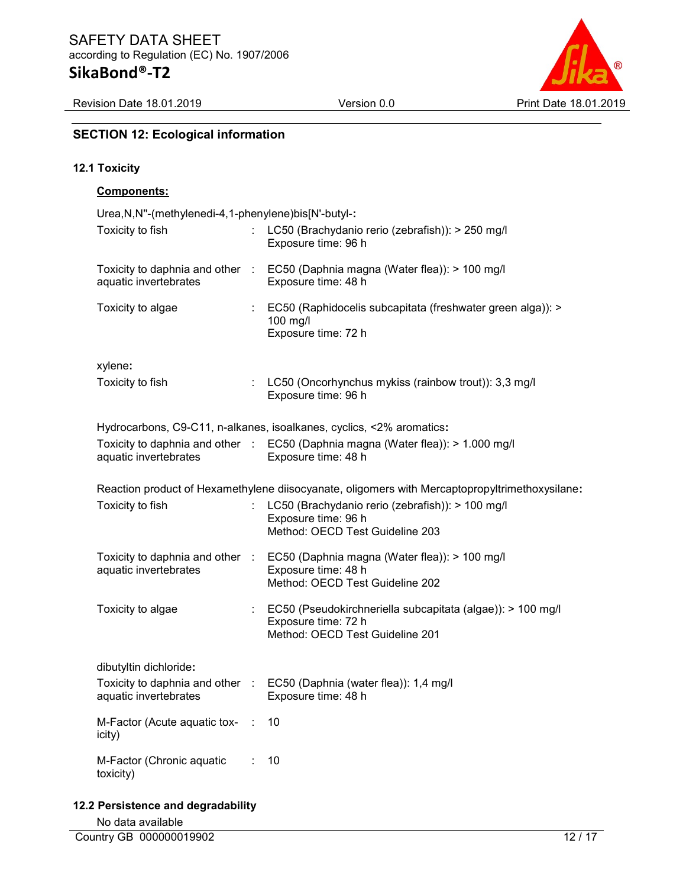## SECTION 12: Ecological information

### 12.1 Toxicity

**Components:**

Urea,N,N''-(methylenedi-4,1-phenylene)bis[N'-butyl-:

| | | |
|---|---|---|
| Toxicity to fish | : | LC50 (Brachydanio rerio (zebrafish)): > 250 mg/l<br>Exposure time: 96 h |
| Toxicity to daphnia and other aquatic invertebrates | : | EC50 (Daphnia magna (Water flea)): > 100 mg/l<br>Exposure time: 48 h |
| Toxicity to algae | : | EC50 (Raphidocelis subcapitata (freshwater green alga)): > 100 mg/l<br>Exposure time: 72 h |

xylene:

| | | |
|---|---|---|
| Toxicity to fish | : | LC50 (Oncorhynchus mykiss (rainbow trout)): 3,3 mg/l<br>Exposure time: 96 h |

Hydrocarbons, C9-C11, n-alkanes, isoalkanes, cyclics, <2% aromatics:

| | | |
|---|---|---|
| Toxicity to daphnia and other aquatic invertebrates | : | EC50 (Daphnia magna (Water flea)): > 1.000 mg/l<br>Exposure time: 48 h |

Reaction product of Hexamethylene diisocyanate, oligomers with Mercaptopropyltrimethoxysilane:

| | | |
|---|---|---|
| Toxicity to fish | : | LC50 (Brachydanio rerio (zebrafish)): > 100 mg/l<br>Exposure time: 96 h<br>Method: OECD Test Guideline 203 |
| Toxicity to daphnia and other aquatic invertebrates | : | EC50 (Daphnia magna (Water flea)): > 100 mg/l<br>Exposure time: 48 h<br>Method: OECD Test Guideline 202 |
| Toxicity to algae | : | EC50 (Pseudokirchneriella subcapitata (algae)): > 100 mg/l<br>Exposure time: 72 h<br>Method: OECD Test Guideline 201 |

dibutyltin dichloride:

| | | |
|---|---|---|
| Toxicity to daphnia and other aquatic invertebrates | : | EC50 (Daphnia (water flea)): 1,4 mg/l<br>Exposure time: 48 h |
| M-Factor (Acute aquatic toxicity) | : | 10 |
| M-Factor (Chronic aquatic toxicity) | : | 10 |

### 12.2 Persistence and degradability

No data available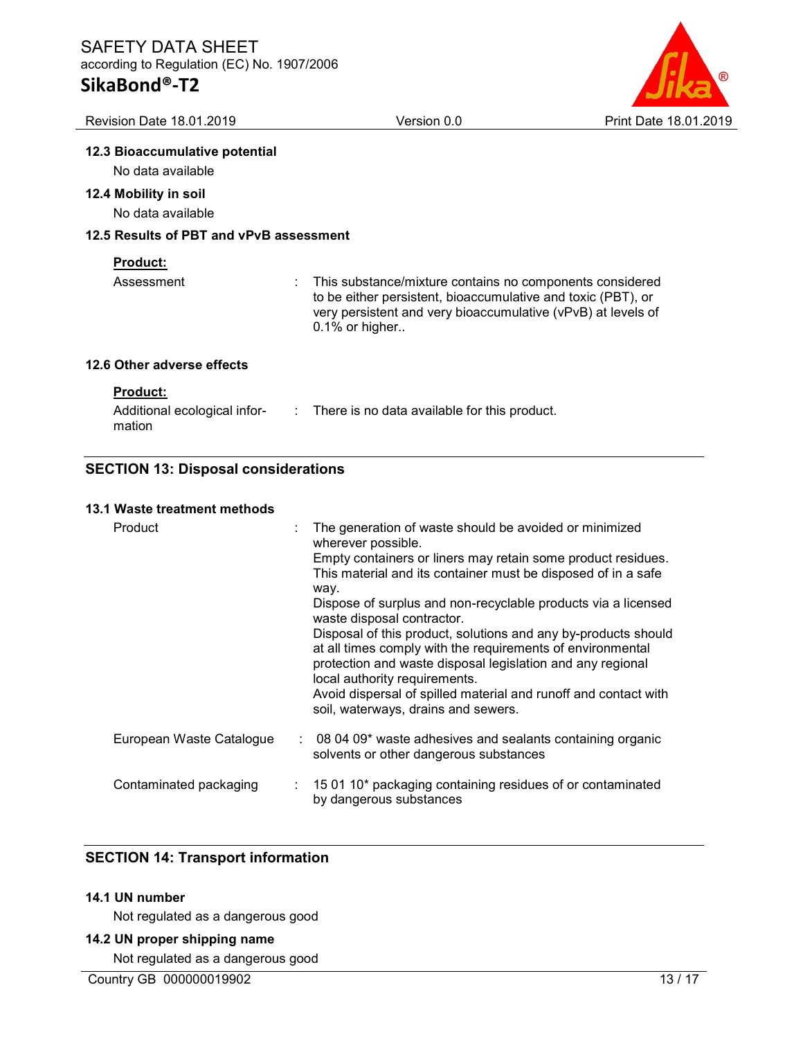### 12.3 Bioaccumulative potential

No data available

### 12.4 Mobility in soil

No data available

### 12.5 Results of PBT and vPvB assessment

**Product:**

| | |
|---|---|
| Assessment | : This substance/mixture contains no components considered to be either persistent, bioaccumulative and toxic (PBT), or very persistent and very bioaccumulative (vPvB) at levels of 0.1% or higher.. |

### 12.6 Other adverse effects

**Product:**

| | |
|---|---|
| Additional ecological information | : There is no data available for this product. |

## SECTION 13: Disposal considerations

### 13.1 Waste treatment methods

| | |
|---|---|
| Product | : The generation of waste should be avoided or minimized wherever possible. Empty containers or liners may retain some product residues. This material and its container must be disposed of in a safe way. Dispose of surplus and non-recyclable products via a licensed waste disposal contractor. Disposal of this product, solutions and any by-products should at all times comply with the requirements of environmental protection and waste disposal legislation and any regional local authority requirements. Avoid dispersal of spilled material and runoff and contact with soil, waterways, drains and sewers. |
| European Waste Catalogue | : 08 04 09* waste adhesives and sealants containing organic solvents or other dangerous substances |
| Contaminated packaging | : 15 01 10* packaging containing residues of or contaminated by dangerous substances |

## SECTION 14: Transport information

### 14.1 UN number

Not regulated as a dangerous good

### 14.2 UN proper shipping name

Not regulated as a dangerous good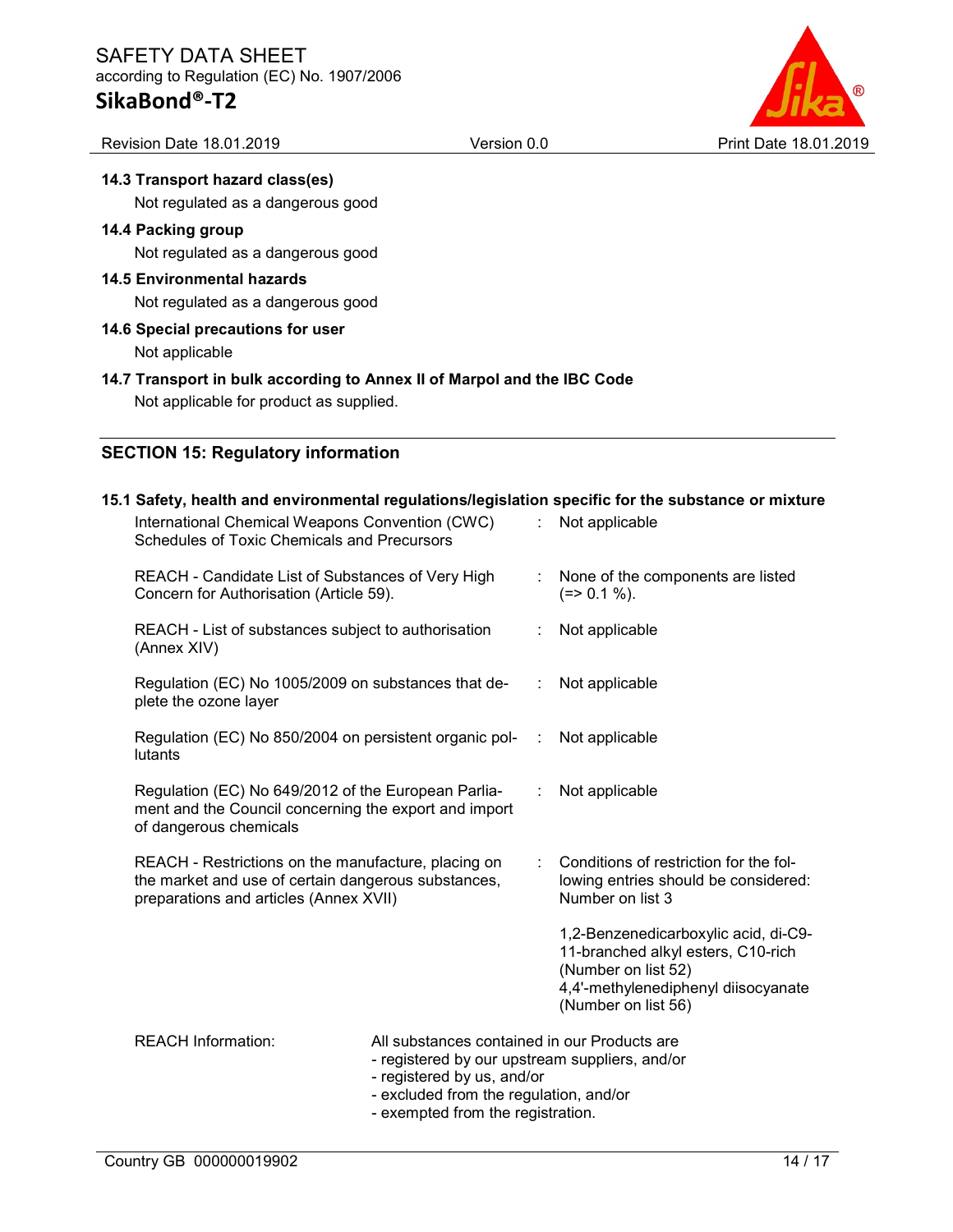### 14.3 Transport hazard class(es)

Not regulated as a dangerous good

### 14.4 Packing group

Not regulated as a dangerous good

### 14.5 Environmental hazards

Not regulated as a dangerous good

### 14.6 Special precautions for user

Not applicable

### 14.7 Transport in bulk according to Annex II of Marpol and the IBC Code

Not applicable for product as supplied.

## SECTION 15: Regulatory information

### 15.1 Safety, health and environmental regulations/legislation specific for the substance or mixture

| | | |
|---|---|---|
| International Chemical Weapons Convention (CWC) Schedules of Toxic Chemicals and Precursors | : | Not applicable |
| REACH - Candidate List of Substances of Very High Concern for Authorisation (Article 59). | : | None of the components are listed (=> 0.1 %). |
| REACH - List of substances subject to authorisation (Annex XIV) | : | Not applicable |
| Regulation (EC) No 1005/2009 on substances that deplete the ozone layer | : | Not applicable |
| Regulation (EC) No 850/2004 on persistent organic pollutants | : | Not applicable |
| Regulation (EC) No 649/2012 of the European Parliament and the Council concerning the export and import of dangerous chemicals | : | Not applicable |
| REACH - Restrictions on the manufacture, placing on the market and use of certain dangerous substances, preparations and articles (Annex XVII) | : | Conditions of restriction for the following entries should be considered: Number on list 3<br><br>1,2-Benzenedicarboxylic acid, di-C9-11-branched alkyl esters, C10-rich (Number on list 52)<br>4,4'-methylenediphenyl diisocyanate (Number on list 56) |

REACH Information: All substances contained in our Products are

- registered by our upstream suppliers, and/or
- registered by us, and/or
- excluded from the regulation, and/or
- exempted from the registration.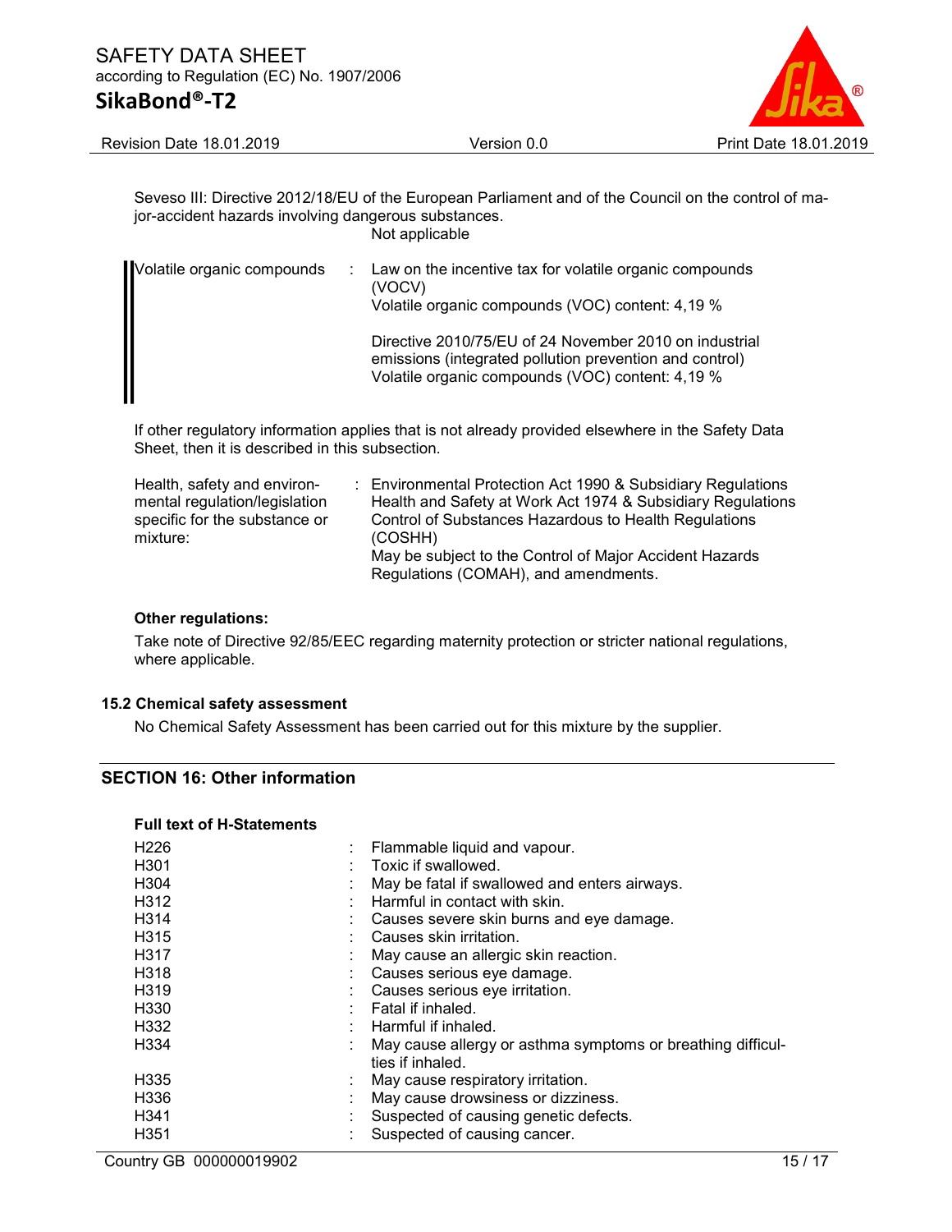Seveso III: Directive 2012/18/EU of the European Parliament and of the Council on the control of major-accident hazards involving dangerous substances.

Not applicable

| | | |
|---|---|---|
| Volatile organic compounds | : | Law on the incentive tax for volatile organic compounds (VOCV)<br>Volatile organic compounds (VOC) content: 4,19 %<br><br>Directive 2010/75/EU of 24 November 2010 on industrial emissions (integrated pollution prevention and control)<br>Volatile organic compounds (VOC) content: 4,19 % |

If other regulatory information applies that is not already provided elsewhere in the Safety Data Sheet, then it is described in this subsection.

| | | |
|---|---|---|
| Health, safety and environmental regulation/legislation specific for the substance or mixture: | : | Environmental Protection Act 1990 & Subsidiary Regulations<br>Health and Safety at Work Act 1974 & Subsidiary Regulations<br>Control of Substances Hazardous to Health Regulations (COSHH)<br>May be subject to the Control of Major Accident Hazards Regulations (COMAH), and amendments. |

**Other regulations:**

Take note of Directive 92/85/EEC regarding maternity protection or stricter national regulations, where applicable.

### 15.2 Chemical safety assessment

No Chemical Safety Assessment has been carried out for this mixture by the supplier.

## SECTION 16: Other information

**Full text of H-Statements**

| | | |
|---|---|---|
| H226 | : | Flammable liquid and vapour. |
| H301 | : | Toxic if swallowed. |
| H304 | : | May be fatal if swallowed and enters airways. |
| H312 | : | Harmful in contact with skin. |
| H314 | : | Causes severe skin burns and eye damage. |
| H315 | : | Causes skin irritation. |
| H317 | : | May cause an allergic skin reaction. |
| H318 | : | Causes serious eye damage. |
| H319 | : | Causes serious eye irritation. |
| H330 | : | Fatal if inhaled. |
| H332 | : | Harmful if inhaled. |
| H334 | : | May cause allergy or asthma symptoms or breathing difficulties if inhaled. |
| H335 | : | May cause respiratory irritation. |
| H336 | : | May cause drowsiness or dizziness. |
| H341 | : | Suspected of causing genetic defects. |
| H351 | : | Suspected of causing cancer. |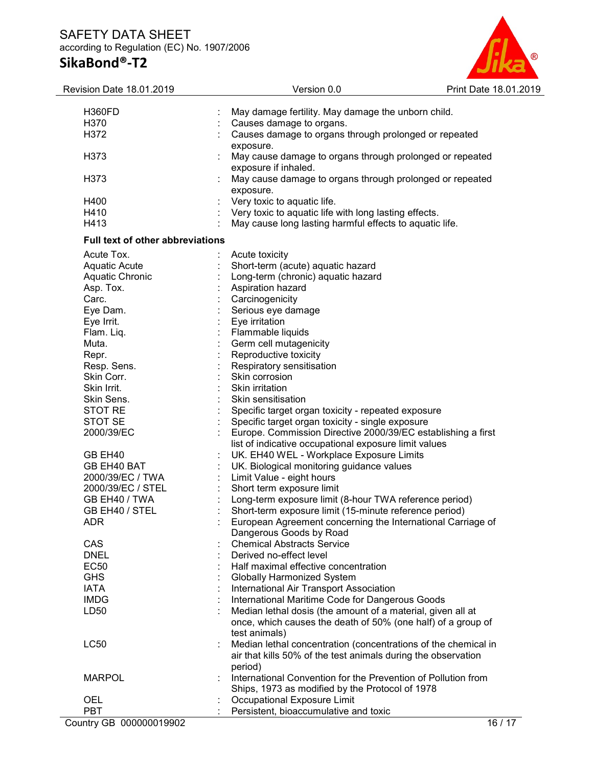| | | |
|---|---|---|
| H360FD | : | May damage fertility. May damage the unborn child. |
| H370 | : | Causes damage to organs. |
| H372 | : | Causes damage to organs through prolonged or repeated exposure. |
| H373 | : | May cause damage to organs through prolonged or repeated exposure if inhaled. |
| H373 | : | May cause damage to organs through prolonged or repeated exposure. |
| H400 | : | Very toxic to aquatic life. |
| H410 | : | Very toxic to aquatic life with long lasting effects. |
| H413 | : | May cause long lasting harmful effects to aquatic life. |

**Full text of other abbreviations**

| | | |
|---|---|---|
| Acute Tox. | : | Acute toxicity |
| Aquatic Acute | : | Short-term (acute) aquatic hazard |
| Aquatic Chronic | : | Long-term (chronic) aquatic hazard |
| Asp. Tox. | : | Aspiration hazard |
| Carc. | : | Carcinogenicity |
| Eye Dam. | : | Serious eye damage |
| Eye Irrit. | : | Eye irritation |
| Flam. Liq. | : | Flammable liquids |
| Muta. | : | Germ cell mutagenicity |
| Repr. | : | Reproductive toxicity |
| Resp. Sens. | : | Respiratory sensitisation |
| Skin Corr. | : | Skin corrosion |
| Skin Irrit. | : | Skin irritation |
| Skin Sens. | : | Skin sensitisation |
| STOT RE | : | Specific target organ toxicity - repeated exposure |
| STOT SE | : | Specific target organ toxicity - single exposure |
| 2000/39/EC | : | Europe. Commission Directive 2000/39/EC establishing a first list of indicative occupational exposure limit values |
| GB EH40 | : | UK. EH40 WEL - Workplace Exposure Limits |
| GB EH40 BAT | : | UK. Biological monitoring guidance values |
| 2000/39/EC / TWA | : | Limit Value - eight hours |
| 2000/39/EC / STEL | : | Short term exposure limit |
| GB EH40 / TWA | : | Long-term exposure limit (8-hour TWA reference period) |
| GB EH40 / STEL | : | Short-term exposure limit (15-minute reference period) |
| ADR | : | European Agreement concerning the International Carriage of Dangerous Goods by Road |
| CAS | : | Chemical Abstracts Service |
| DNEL | : | Derived no-effect level |
| EC50 | : | Half maximal effective concentration |
| GHS | : | Globally Harmonized System |
| IATA | : | International Air Transport Association |
| IMDG | : | International Maritime Code for Dangerous Goods |
| LD50 | : | Median lethal dosis (the amount of a material, given all at once, which causes the death of 50% (one half) of a group of test animals) |
| LC50 | : | Median lethal concentration (concentrations of the chemical in air that kills 50% of the test animals during the observation period) |
| MARPOL | : | International Convention for the Prevention of Pollution from Ships, 1973 as modified by the Protocol of 1978 |
| OEL | : | Occupational Exposure Limit |
| PBT | : | Persistent, bioaccumulative and toxic |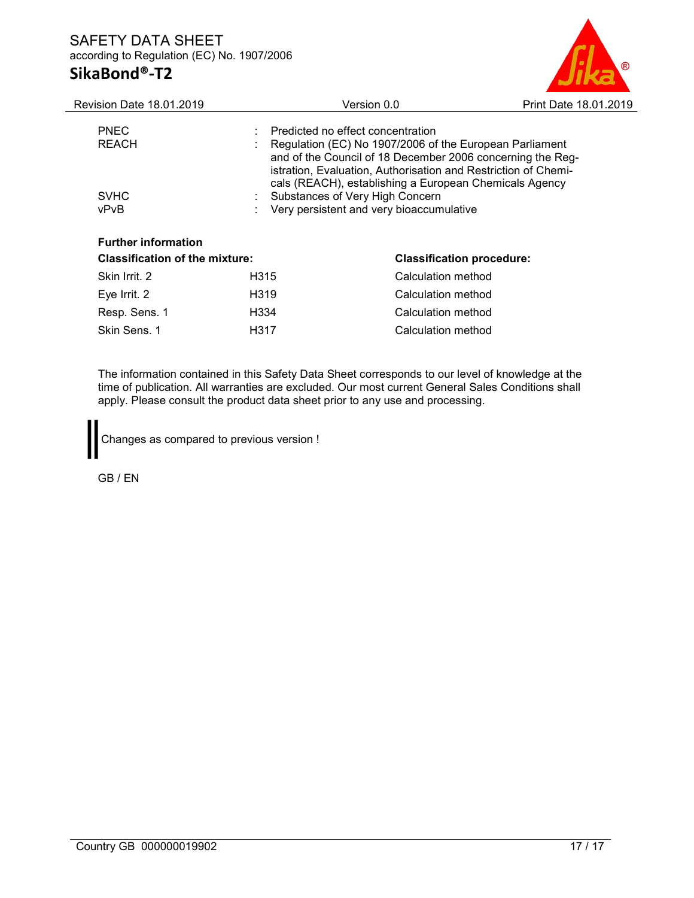| | | |
|---|---|---|
| PNEC | : | Predicted no effect concentration |
| REACH | : | Regulation (EC) No 1907/2006 of the European Parliament and of the Council of 18 December 2006 concerning the Registration, Evaluation, Authorisation and Restriction of Chemicals (REACH), establishing a European Chemicals Agency |
| SVHC | : | Substances of Very High Concern |
| vPvB | : | Very persistent and very bioaccumulative |

**Further information**

| **Classification of the mixture:** | | **Classification procedure:** |
|---|---|---|
| Skin Irrit. 2 | H315 | Calculation method |
| Eye Irrit. 2 | H319 | Calculation method |
| Resp. Sens. 1 | H334 | Calculation method |
| Skin Sens. 1 | H317 | Calculation method |

The information contained in this Safety Data Sheet corresponds to our level of knowledge at the time of publication. All warranties are excluded. Our most current General Sales Conditions shall apply. Please consult the product data sheet prior to any use and processing.

Changes as compared to previous version !

GB / EN